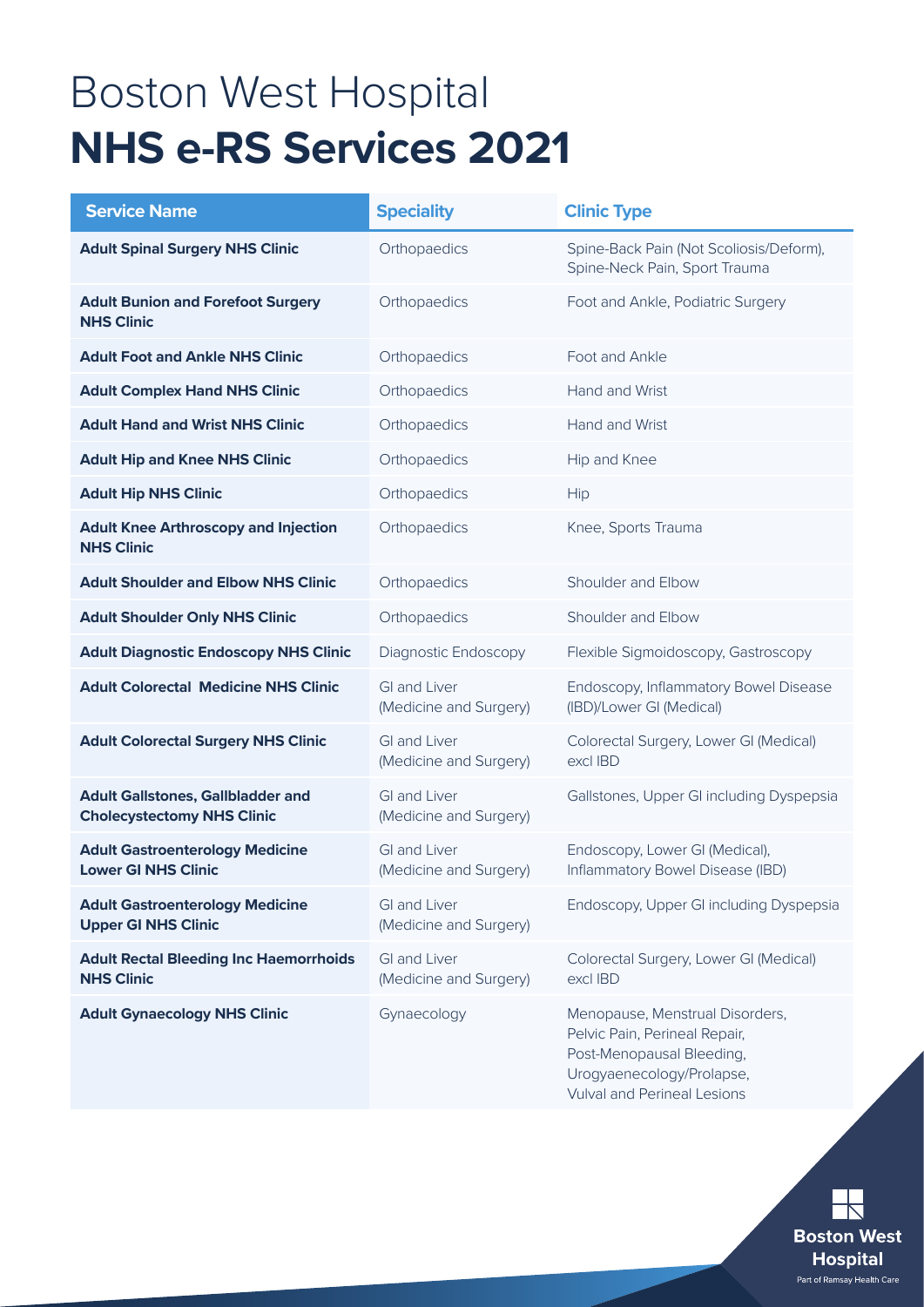# Boston West Hospital
# **NHS e-RS Services 2021**

| Service Name | Speciality | Clinic Type |
|---|---|---|
| **Adult Spinal Surgery NHS Clinic** | Orthopaedics | Spine-Back Pain (Not Scoliosis/Deform), Spine-Neck Pain, Sport Trauma |
| **Adult Bunion and Forefoot Surgery NHS Clinic** | Orthopaedics | Foot and Ankle, Podiatric Surgery |
| **Adult Foot and Ankle NHS Clinic** | Orthopaedics | Foot and Ankle |
| **Adult Complex Hand NHS Clinic** | Orthopaedics | Hand and Wrist |
| **Adult Hand and Wrist NHS Clinic** | Orthopaedics | Hand and Wrist |
| **Adult Hip and Knee NHS Clinic** | Orthopaedics | Hip and Knee |
| **Adult Hip NHS Clinic** | Orthopaedics | Hip |
| **Adult Knee Arthroscopy and Injection NHS Clinic** | Orthopaedics | Knee, Sports Trauma |
| **Adult Shoulder and Elbow NHS Clinic** | Orthopaedics | Shoulder and Elbow |
| **Adult Shoulder Only NHS Clinic** | Orthopaedics | Shoulder and Elbow |
| **Adult Diagnostic Endoscopy NHS Clinic** | Diagnostic Endoscopy | Flexible Sigmoidoscopy, Gastroscopy |
| **Adult Colorectal Medicine NHS Clinic** | GI and Liver (Medicine and Surgery) | Endoscopy, Inflammatory Bowel Disease (IBD)/Lower GI (Medical) |
| **Adult Colorectal Surgery NHS Clinic** | GI and Liver (Medicine and Surgery) | Colorectal Surgery, Lower GI (Medical) excl IBD |
| **Adult Gallstones, Gallbladder and Cholecystectomy NHS Clinic** | GI and Liver (Medicine and Surgery) | Gallstones, Upper GI including Dyspepsia |
| **Adult Gastroenterology Medicine Lower GI NHS Clinic** | GI and Liver (Medicine and Surgery) | Endoscopy, Lower GI (Medical), Inflammatory Bowel Disease (IBD) |
| **Adult Gastroenterology Medicine Upper GI NHS Clinic** | GI and Liver (Medicine and Surgery) | Endoscopy, Upper GI including Dyspepsia |
| **Adult Rectal Bleeding Inc Haemorrhoids NHS Clinic** | GI and Liver (Medicine and Surgery) | Colorectal Surgery, Lower GI (Medical) excl IBD |
| **Adult Gynaecology NHS Clinic** | Gynaecology | Menopause, Menstrual Disorders, Pelvic Pain, Perineal Repair, Post-Menopausal Bleeding, Urogyaenecology/Prolapse, Vulval and Perineal Lesions |

Boston West Hospital
Part of Ramsay Health Care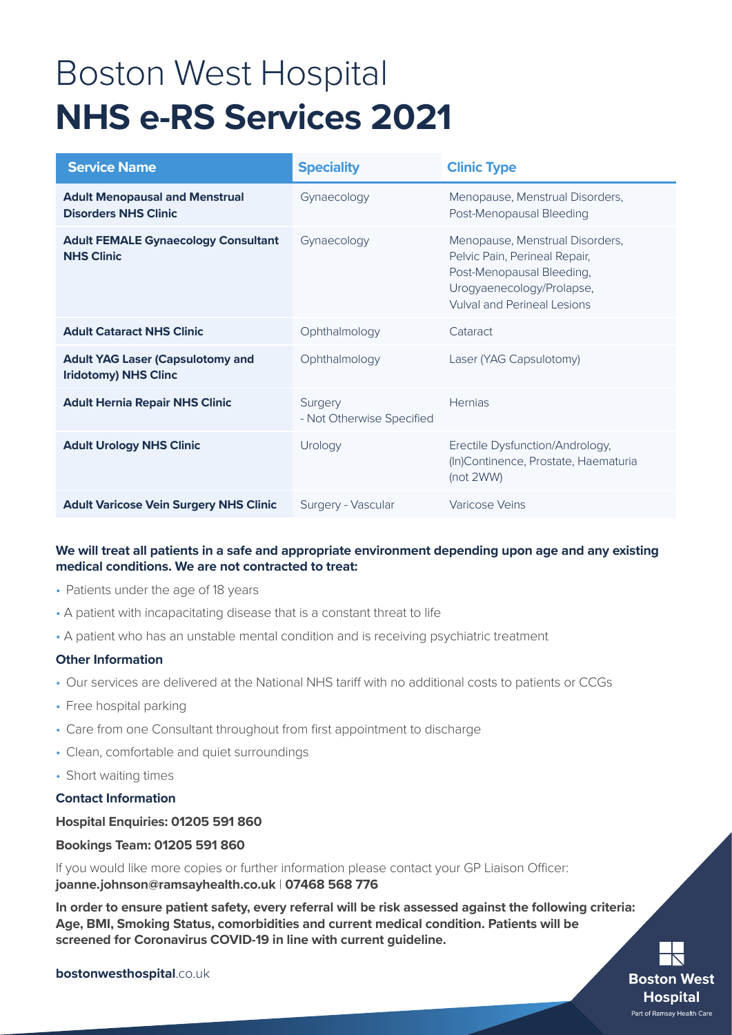# Boston West Hospital
# **NHS e-RS Services 2021**

| Service Name | Speciality | Clinic Type |
| --- | --- | --- |
| **Adult Menopausal and Menstrual Disorders NHS Clinic** | Gynaecology | Menopause, Menstrual Disorders, Post-Menopausal Bleeding |
| **Adult FEMALE Gynaecology Consultant NHS Clinic** | Gynaecology | Menopause, Menstrual Disorders, Pelvic Pain, Perineal Repair, Post-Menopausal Bleeding, Urogyaenecology/Prolapse, Vulval and Perineal Lesions |
| **Adult Cataract NHS Clinic** | Ophthalmology | Cataract |
| **Adult YAG Laser (Capsulotomy and Iridotomy) NHS Clinc** | Ophthalmology | Laser (YAG Capsulotomy) |
| **Adult Hernia Repair NHS Clinic** | Surgery - Not Otherwise Specified | Hernias |
| **Adult Urology NHS Clinic** | Urology | Erectile Dysfunction/Andrology, (In)Continence, Prostate, Haematuria (not 2WW) |
| **Adult Varicose Vein Surgery NHS Clinic** | Surgery - Vascular | Varicose Veins |

**We will treat all patients in a safe and appropriate environment depending upon age and any existing medical conditions. We are not contracted to treat:**

- Patients under the age of 18 years
- A patient with incapacitating disease that is a constant threat to life
- A patient who has an unstable mental condition and is receiving psychiatric treatment

**Other Information**

- Our services are delivered at the National NHS tariff with no additional costs to patients or CCGs
- Free hospital parking
- Care from one Consultant throughout from first appointment to discharge
- Clean, comfortable and quiet surroundings
- Short waiting times

**Contact Information**

**Hospital Enquiries: 01205 591 860**

**Bookings Team: 01205 591 860**

If you would like more copies or further information please contact your GP Liaison Officer:
**joanne.johnson@ramsayhealth.co.uk** | **07468 568 776**

**In order to ensure patient safety, every referral will be risk assessed against the following criteria: Age, BMI, Smoking Status, comorbidities and current medical condition. Patients will be screened for Coronavirus COVID-19 in line with current guideline.**

**bostonwesthospital**.co.uk

**Boston West Hospital**
Part of Ramsay Health Care